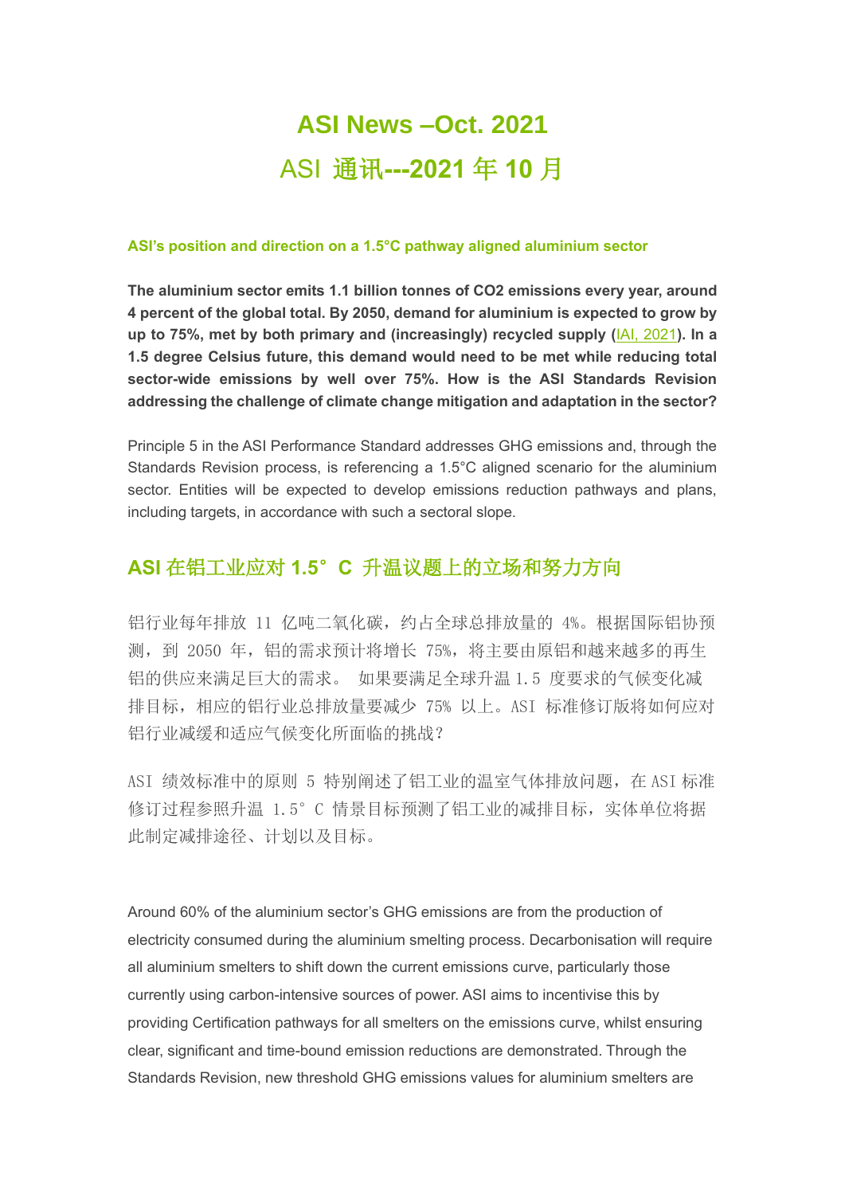# ASI News –Oct. 2021

# ASI 通讯---2021 年 10 月

**ASI's position and direction on a 1.5°C pathway aligned aluminium sector**

**The aluminium sector emits 1.1 billion tonnes of $CO_2$ emissions every year, around 4 percent of the global total. By 2050, demand for aluminium is expected to grow by up to 75%, met by both primary and (increasingly) recycled supply (IAI, 2021). In a 1.5 degree Celsius future, this demand would need to be met while reducing total sector-wide emissions by well over 75%. How is the ASI Standards Revision addressing the challenge of climate change mitigation and adaptation in the sector?**

Principle 5 in the ASI Performance Standard addresses GHG emissions and, through the Standards Revision process, is referencing a 1.5°C aligned scenario for the aluminium sector. Entities will be expected to develop emissions reduction pathways and plans, including targets, in accordance with such a sectoral slope.

## ASI 在铝工业应对 1.5° C 升温议题上的立场和努力方向

铝行业每年排放 11 亿吨二氧化碳，约占全球总排放量的 4%。根据国际铝协预测，到 2050 年，铝的需求预计将增长 75%，将主要由原铝和越来越多的再生铝的供应来满足巨大的需求。 如果要满足全球升温 1.5 度要求的气候变化减排目标，相应的铝行业总排放量要减少 75% 以上。ASI 标准修订版将如何应对铝行业减缓和适应气候变化所面临的挑战？

ASI 绩效标准中的原则 5 特别阐述了铝工业的温室气体排放问题，在 ASI 标准修订过程参照升温 1.5° C 情景目标预测了铝工业的减排目标，实体单位将据此制定减排途径、计划以及目标。

Around 60% of the aluminium sector's GHG emissions are from the production of electricity consumed during the aluminium smelting process. Decarbonisation will require all aluminium smelters to shift down the current emissions curve, particularly those currently using carbon-intensive sources of power. ASI aims to incentivise this by providing Certification pathways for all smelters on the emissions curve, whilst ensuring clear, significant and time-bound emission reductions are demonstrated. Through the Standards Revision, new threshold GHG emissions values for aluminium smelters are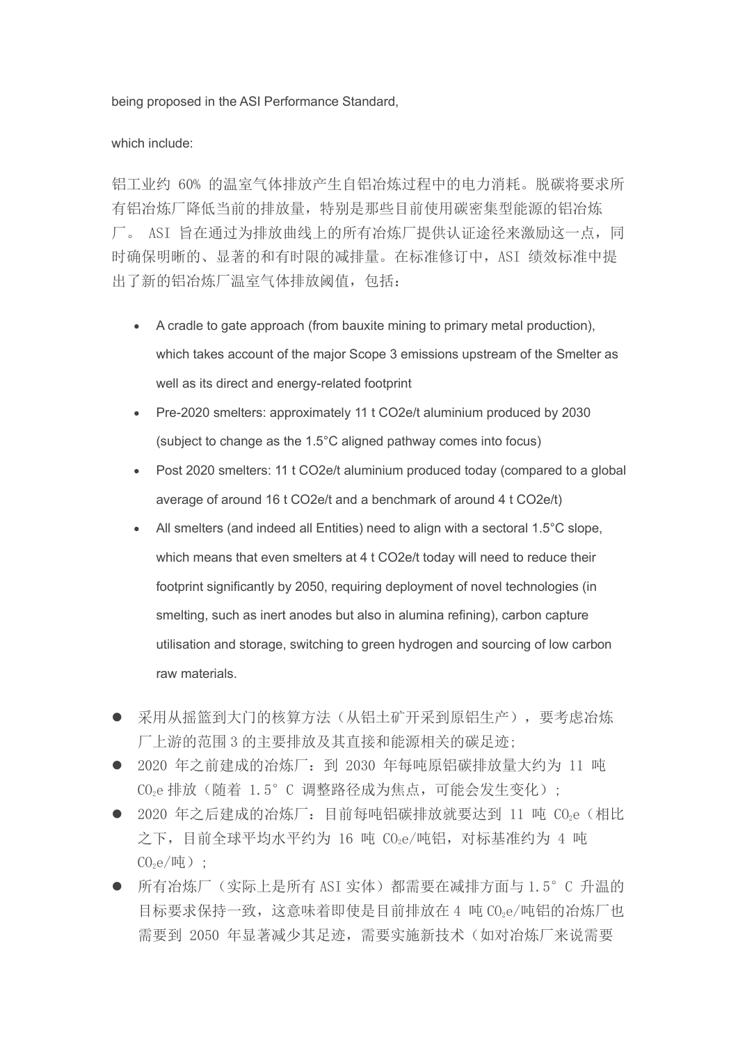being proposed in the ASI Performance Standard,

which include:

铝工业约 60% 的温室气体排放产生自铝冶炼过程中的电力消耗。脱碳将要求所有铝冶炼厂降低当前的排放量，特别是那些目前使用碳密集型能源的铝冶炼厂。 ASI 旨在通过为排放曲线上的所有冶炼厂提供认证途径来激励这一点，同时确保明晰的、显著的和有时限的减排量。在标准修订中，ASI 绩效标准中提出了新的铝冶炼厂温室气体排放阈值，包括：

- A cradle to gate approach (from bauxite mining to primary metal production), which takes account of the major Scope 3 emissions upstream of the Smelter as well as its direct and energy-related footprint
- Pre-2020 smelters: approximately 11 t CO2e/t aluminium produced by 2030 (subject to change as the 1.5°C aligned pathway comes into focus)
- Post 2020 smelters: 11 t CO2e/t aluminium produced today (compared to a global average of around 16 t CO2e/t and a benchmark of around 4 t CO2e/t)
- All smelters (and indeed all Entities) need to align with a sectoral 1.5°C slope, which means that even smelters at 4 t CO2e/t today will need to reduce their footprint significantly by 2050, requiring deployment of novel technologies (in smelting, such as inert anodes but also in alumina refining), carbon capture utilisation and storage, switching to green hydrogen and sourcing of low carbon raw materials.

- 采用从摇篮到大门的核算方法（从铝土矿开采到原铝生产），要考虑冶炼厂上游的范围 3 的主要排放及其直接和能源相关的碳足迹；
- 2020 年之前建成的冶炼厂：到 2030 年每吨原铝碳排放量大约为 11 吨 $CO_2e$ 排放（随着 1.5° C 调整路径成为焦点，可能会发生变化）；
- 2020 年之后建成的冶炼厂：目前每吨铝碳排放就要达到 11 吨 $CO_2e$（相比之下，目前全球平均水平约为 16 吨 $CO_2e$/吨铝，对标基准约为 4 吨 $CO_2e$/吨）；
- 所有冶炼厂（实际上是所有 ASI 实体）都需要在减排方面与 1.5° C 升温的目标要求保持一致，这意味着即使是目前排放在 4 吨 $CO_2e$/吨铝的冶炼厂也需要到 2050 年显著减少其足迹，需要实施新技术（如对冶炼厂来说需要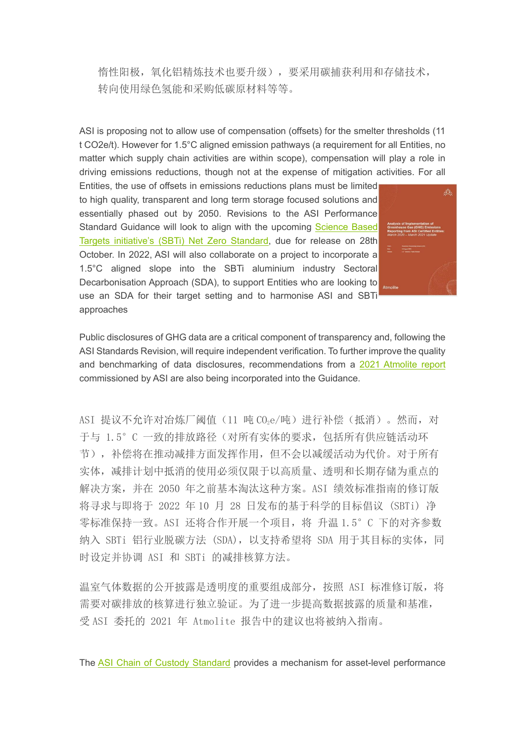惰性阳极，氧化铝精炼技术也要升级），要采用碳捕获利用和存储技术，转向使用绿色氢能和采购低碳原材料等等。

ASI is proposing not to allow use of compensation (offsets) for the smelter thresholds (11 t CO2e/t). However for 1.5°C aligned emission pathways (a requirement for all Entities, no matter which supply chain activities are within scope), compensation will play a role in driving emissions reductions, though not at the expense of mitigation activities. For all Entities, the use of offsets in emissions reductions plans must be limited to high quality, transparent and long term storage focused solutions and essentially phased out by 2050. Revisions to the ASI Performance Standard Guidance will look to align with the upcoming Science Based Targets initiative's (SBTi) Net Zero Standard, due for release on 28th October. In 2022, ASI will also collaborate on a project to incorporate a 1.5°C aligned slope into the SBTi aluminium industry Sectoral Decarbonisation Approach (SDA), to support Entities who are looking to use an SDA for their target setting and to harmonise ASI and SBTi approaches

Public disclosures of GHG data are a critical component of transparency and, following the ASI Standards Revision, will require independent verification. To further improve the quality and benchmarking of data disclosures, recommendations from a 2021 Atmolite report commissioned by ASI are also being incorporated into the Guidance.

ASI 提议不允许对冶炼厂阈值（11 吨 $CO_2e$/吨）进行补偿（抵消）。然而，对于与 1.5° C 一致的排放路径（对所有实体的要求，包括所有供应链活动环节），补偿将在推动减排方面发挥作用，但不会以减缓活动为代价。对于所有实体，减排计划中抵消的使用必须仅限于以高质量、透明和长期存储为重点的解决方案，并在 2050 年之前基本淘汰这种方案。ASI 绩效标准指南的修订版将寻求与即将于 2022 年 10 月 28 日发布的基于科学的目标倡议 (SBTi) 净零标准保持一致。ASI 还将合作开展一个项目，将 升温 1.5° C 下的对齐参数纳入 SBTi 铝行业脱碳方法 (SDA)，以支持希望将 SDA 用于其目标的实体，同时设定并协调 ASI 和 SBTi 的减排核算方法。

温室气体数据的公开披露是透明度的重要组成部分，按照 ASI 标准修订版，将需要对碳排放的核算进行独立验证。为了进一步提高数据披露的质量和基准，受 ASI 委托的 2021 年 Atmolite 报告中的建议也将被纳入指南。

The ASI Chain of Custody Standard provides a mechanism for asset-level performance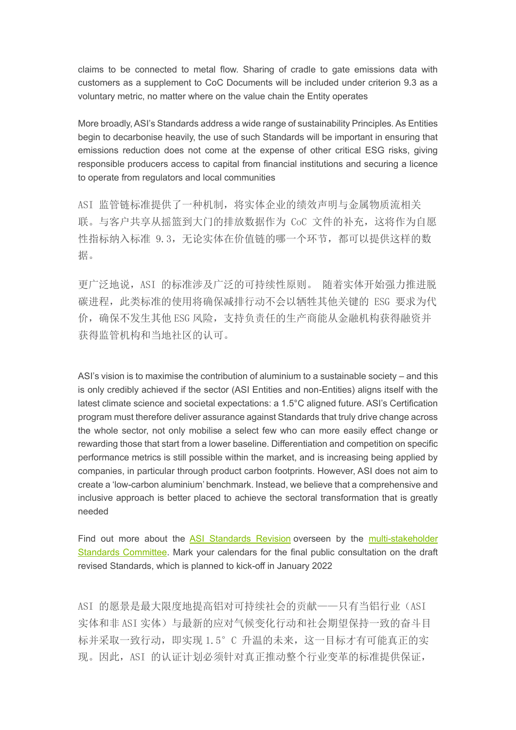claims to be connected to metal flow. Sharing of cradle to gate emissions data with customers as a supplement to CoC Documents will be included under criterion 9.3 as a voluntary metric, no matter where on the value chain the Entity operates

More broadly, ASI's Standards address a wide range of sustainability Principles. As Entities begin to decarbonise heavily, the use of such Standards will be important in ensuring that emissions reduction does not come at the expense of other critical ESG risks, giving responsible producers access to capital from financial institutions and securing a licence to operate from regulators and local communities

ASI 监管链标准提供了一种机制，将实体企业的绩效声明与金属物质流相关联。与客户共享从摇篮到大门的排放数据作为 CoC 文件的补充，这将作为自愿性指标纳入标准 9.3，无论实体在价值链的哪一个环节，都可以提供这样的数据。

更广泛地说，ASI 的标准涉及广泛的可持续性原则。 随着实体开始强力推进脱碳进程，此类标准的使用将确保减排行动不会以牺牲其他关键的 ESG 要求为代价，确保不发生其他 ESG 风险，支持负责任的生产商能从金融机构获得融资并获得监管机构和当地社区的认可。

ASI's vision is to maximise the contribution of aluminium to a sustainable society – and this is only credibly achieved if the sector (ASI Entities and non-Entities) aligns itself with the latest climate science and societal expectations: a 1.5°C aligned future. ASI's Certification program must therefore deliver assurance against Standards that truly drive change across the whole sector, not only mobilise a select few who can more easily effect change or rewarding those that start from a lower baseline. Differentiation and competition on specific performance metrics is still possible within the market, and is increasing being applied by companies, in particular through product carbon footprints. However, ASI does not aim to create a 'low-carbon aluminium' benchmark. Instead, we believe that a comprehensive and inclusive approach is better placed to achieve the sectoral transformation that is greatly needed

Find out more about the ASI Standards Revision overseen by the multi-stakeholder Standards Committee. Mark your calendars for the final public consultation on the draft revised Standards, which is planned to kick-off in January 2022

ASI 的愿景是最大限度地提高铝对可持续社会的贡献——只有当铝行业（ASI 实体和非 ASI 实体）与最新的应对气候变化行动和社会期望保持一致的奋斗目标并采取一致行动，即实现 1.5° C 升温的未来，这一目标才有可能真正的实现。因此，ASI 的认证计划必须针对真正推动整个行业变革的标准提供保证，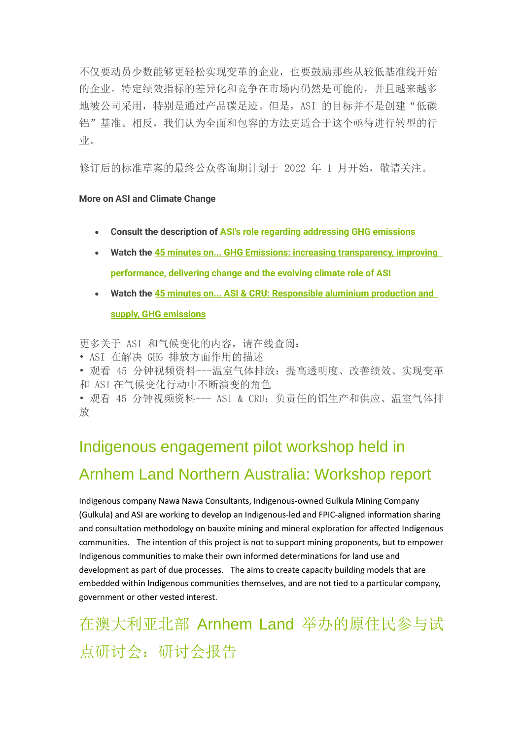不仅要动员少数能够更轻松实现变革的企业，也要鼓励那些从较低基准线开始的企业。特定绩效指标的差异化和竞争在市场内仍然是可能的，并且越来越多地被公司采用，特别是通过产品碳足迹。但是，ASI 的目标并不是创建“低碳铝”基准。相反，我们认为全面和包容的方法更适合于这个亟待进行转型的行业。

修订后的标准草案的最终公众咨询期计划于 2022 年 1 月开始，敬请关注。

**More on ASI and Climate Change**

- **Consult the description of** ASI's role regarding addressing GHG emissions
- **Watch the** 45 minutes on... GHG Emissions: increasing transparency, improving performance, delivering change and the evolving climate role of ASI
- **Watch the** 45 minutes on... ASI & CRU: Responsible aluminium production and supply, GHG emissions

更多关于 ASI 和气候变化的内容，请在线查阅：
• ASI 在解决 GHG 排放方面作用的描述
• 观看 45 分钟视频资料---温室气体排放：提高透明度、改善绩效、实现变革和 ASI 在气候变化行动中不断演变的角色
• 观看 45 分钟视频资料--- ASI & CRU：负责任的铝生产和供应、温室气体排放

## Indigenous engagement pilot workshop held in Arnhem Land Northern Australia: Workshop report

Indigenous company Nawa Nawa Consultants, Indigenous-owned Gulkula Mining Company (Gulkula) and ASI are working to develop an Indigenous-led and FPIC-aligned information sharing and consultation methodology on bauxite mining and mineral exploration for affected Indigenous communities. The intention of this project is not to support mining proponents, but to empower Indigenous communities to make their own informed determinations for land use and development as part of due processes. The aims to create capacity building models that are embedded within Indigenous communities themselves, and are not tied to a particular company, government or other vested interest.

## 在澳大利亚北部 Arnhem Land 举办的原住民参与试点研讨会：研讨会报告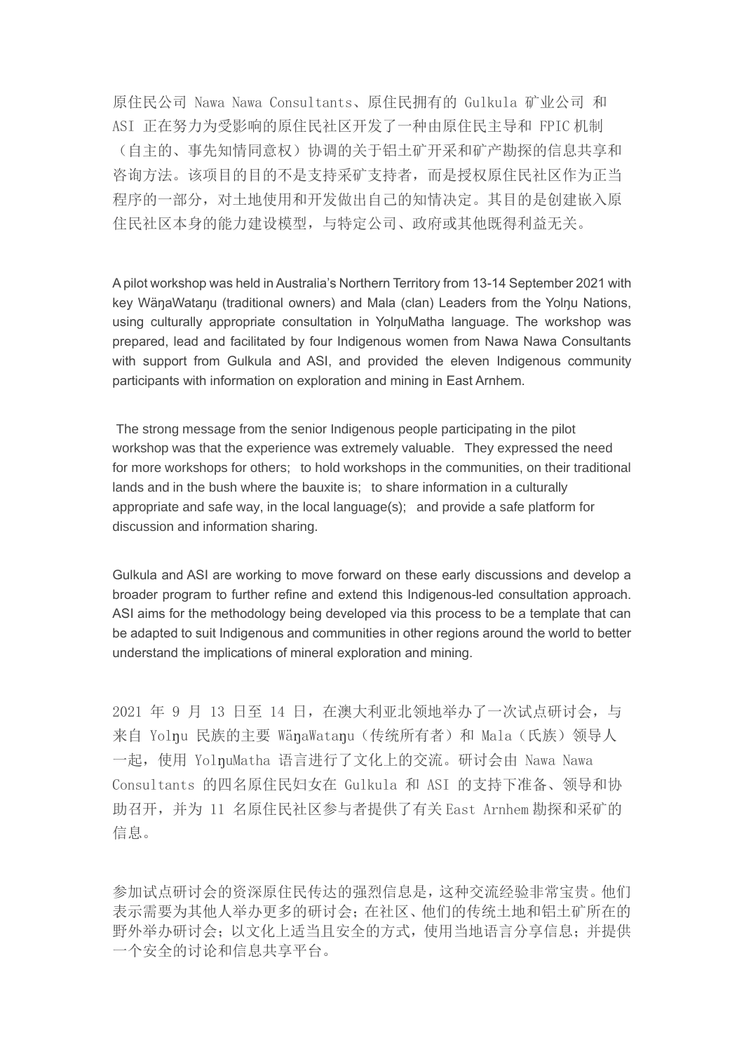原住民公司 Nawa Nawa Consultants、原住民拥有的 Gulkula 矿业公司 和 ASI 正在努力为受影响的原住民社区开发了一种由原住民主导和 FPIC 机制（自主的、事先知情同意权）协调的关于铝土矿开采和矿产勘探的信息共享和咨询方法。该项目的目的不是支持采矿支持者，而是授权原住民社区作为正当程序的一部分，对土地使用和开发做出自己的知情决定。其目的是创建嵌入原住民社区本身的能力建设模型，与特定公司、政府或其他既得利益无关。

A pilot workshop was held in Australia's Northern Territory from 13-14 September 2021 with key WäŋaWataŋu (traditional owners) and Mala (clan) Leaders from the Yolŋu Nations, using culturally appropriate consultation in YolŋuMatha language. The workshop was prepared, lead and facilitated by four Indigenous women from Nawa Nawa Consultants with support from Gulkula and ASI, and provided the eleven Indigenous community participants with information on exploration and mining in East Arnhem.

The strong message from the senior Indigenous people participating in the pilot workshop was that the experience was extremely valuable. They expressed the need for more workshops for others; to hold workshops in the communities, on their traditional lands and in the bush where the bauxite is; to share information in a culturally appropriate and safe way, in the local language(s); and provide a safe platform for discussion and information sharing.

Gulkula and ASI are working to move forward on these early discussions and develop a broader program to further refine and extend this Indigenous-led consultation approach. ASI aims for the methodology being developed via this process to be a template that can be adapted to suit Indigenous and communities in other regions around the world to better understand the implications of mineral exploration and mining.

2021 年 9 月 13 日至 14 日，在澳大利亚北领地举办了一次试点研讨会，与来自 Yolŋu 民族的主要 WäŋaWataŋu（传统所有者）和 Mala（氏族）领导人一起，使用 YolŋuMatha 语言进行了文化上的交流。研讨会由 Nawa Nawa Consultants 的四名原住民妇女在 Gulkula 和 ASI 的支持下准备、领导和协助召开，并为 11 名原住民社区参与者提供了有关 East Arnhem 勘探和采矿的信息。

参加试点研讨会的资深原住民传达的强烈信息是，这种交流经验非常宝贵。他们表示需要为其他人举办更多的研讨会；在社区、他们的传统土地和铝土矿所在的野外举办研讨会；以文化上适当且安全的方式，使用当地语言分享信息；并提供一个安全的讨论和信息共享平台。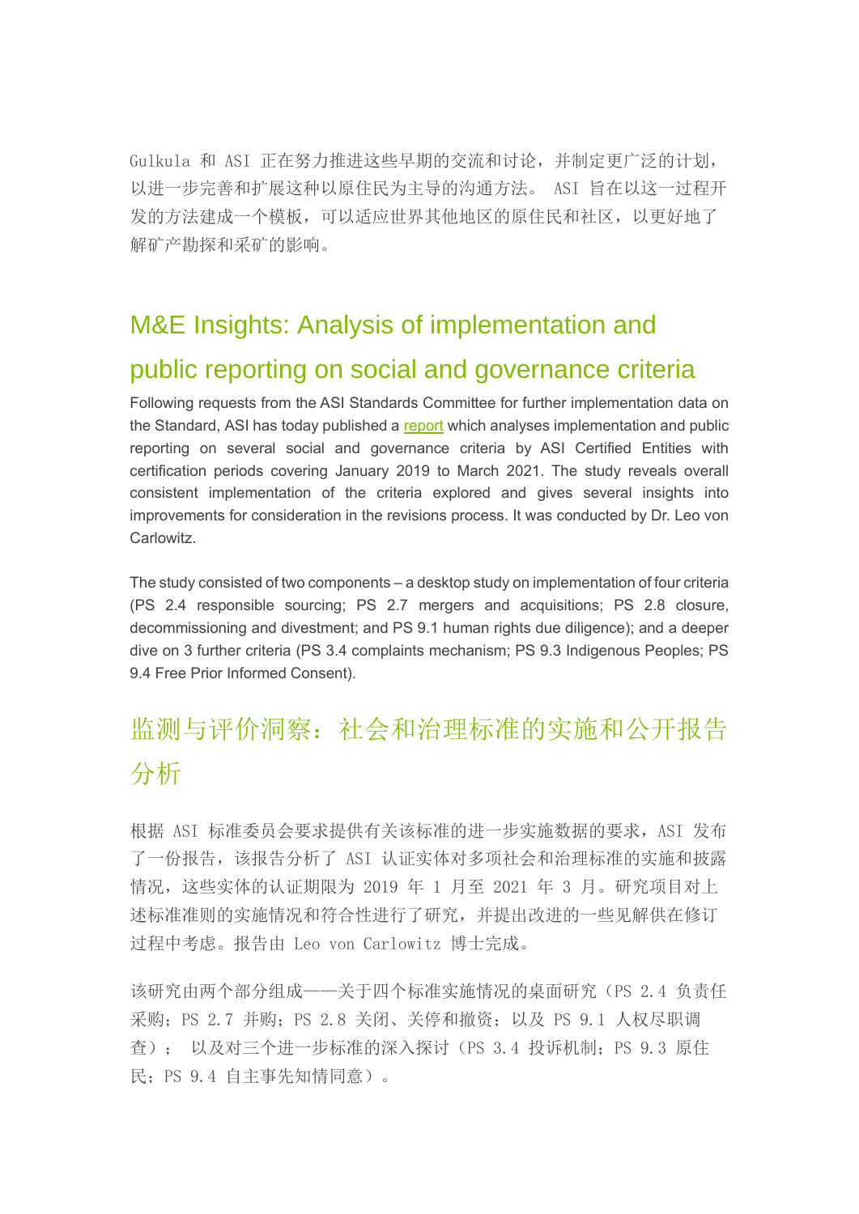Gulkula 和 ASI 正在努力推进这些早期的交流和讨论，并制定更广泛的计划，以进一步完善和扩展这种以原住民为主导的沟通方法。 ASI 旨在以这一过程开发的方法建成一个模板，可以适应世界其他地区的原住民和社区，以更好地了解矿产勘探和采矿的影响。

## M&E Insights: Analysis of implementation and public reporting on social and governance criteria

Following requests from the ASI Standards Committee for further implementation data on the Standard, ASI has today published a report which analyses implementation and public reporting on several social and governance criteria by ASI Certified Entities with certification periods covering January 2019 to March 2021. The study reveals overall consistent implementation of the criteria explored and gives several insights into improvements for consideration in the revisions process. It was conducted by Dr. Leo von Carlowitz.

The study consisted of two components – a desktop study on implementation of four criteria (PS 2.4 responsible sourcing; PS 2.7 mergers and acquisitions; PS 2.8 closure, decommissioning and divestment; and PS 9.1 human rights due diligence); and a deeper dive on 3 further criteria (PS 3.4 complaints mechanism; PS 9.3 Indigenous Peoples; PS 9.4 Free Prior Informed Consent).

## 监测与评价洞察：社会和治理标准的实施和公开报告分析

根据 ASI 标准委员会要求提供有关该标准的进一步实施数据的要求，ASI 发布了一份报告，该报告分析了 ASI 认证实体对多项社会和治理标准的实施和披露情况，这些实体的认证期限为 2019 年 1 月至 2021 年 3 月。研究项目对上述标准准则的实施情况和符合性进行了研究，并提出改进的一些见解供在修订过程中考虑。报告由 Leo von Carlowitz 博士完成。

该研究由两个部分组成——关于四个标准实施情况的桌面研究（PS 2.4 负责任采购；PS 2.7 并购；PS 2.8 关闭、关停和撤资；以及 PS 9.1 人权尽职调查）； 以及对三个进一步标准的深入探讨（PS 3.4 投诉机制；PS 9.3 原住民；PS 9.4 自主事先知情同意）。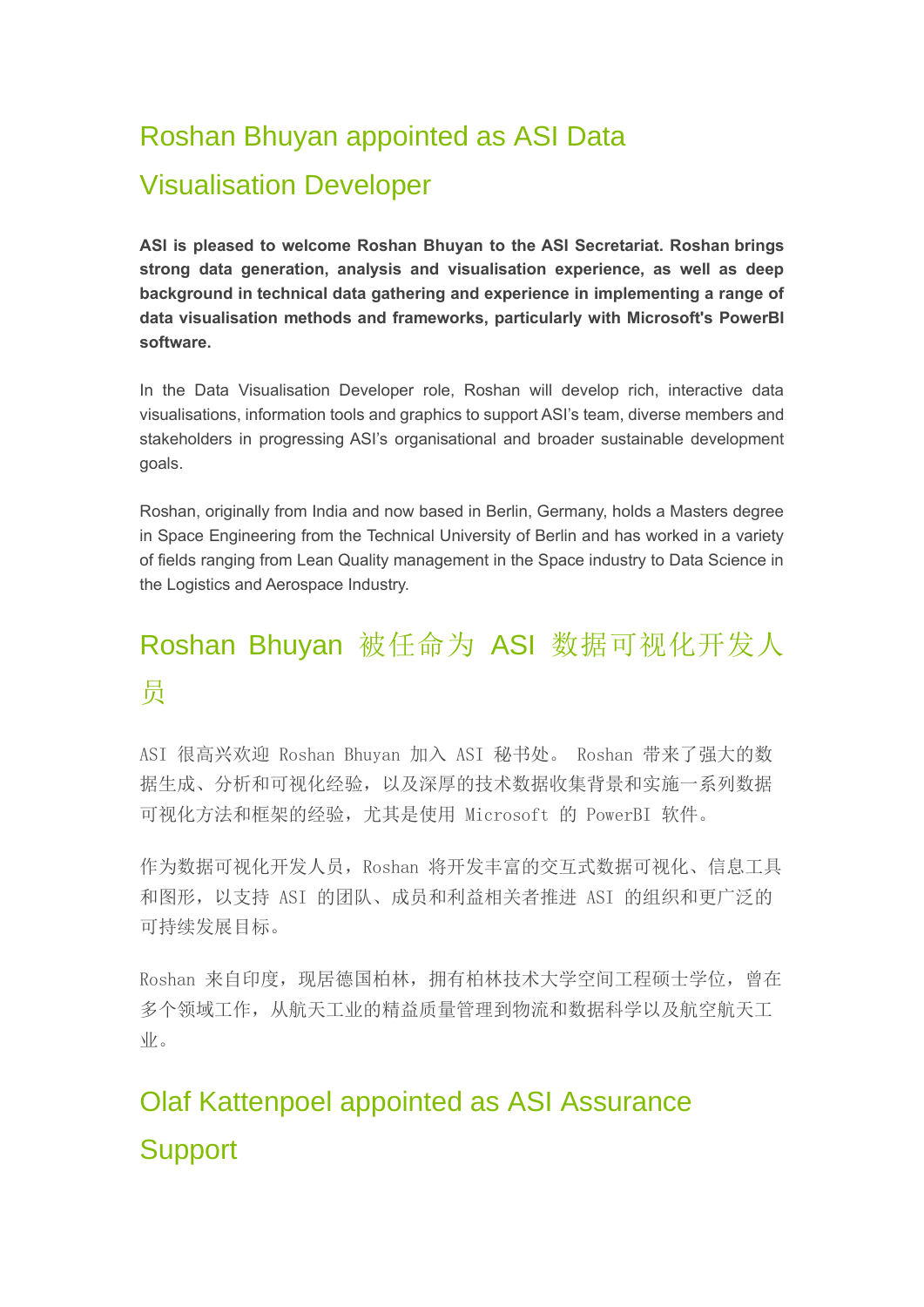## Roshan Bhuyan appointed as ASI Data Visualisation Developer

**ASI is pleased to welcome Roshan Bhuyan to the ASI Secretariat. Roshan brings strong data generation, analysis and visualisation experience, as well as deep background in technical data gathering and experience in implementing a range of data visualisation methods and frameworks, particularly with Microsoft's PowerBI software.**

In the Data Visualisation Developer role, Roshan will develop rich, interactive data visualisations, information tools and graphics to support ASI's team, diverse members and stakeholders in progressing ASI's organisational and broader sustainable development goals.

Roshan, originally from India and now based in Berlin, Germany, holds a Masters degree in Space Engineering from the Technical University of Berlin and has worked in a variety of fields ranging from Lean Quality management in the Space industry to Data Science in the Logistics and Aerospace Industry.

## Roshan Bhuyan 被任命为 ASI 数据可视化开发人员

ASI 很高兴欢迎 Roshan Bhuyan 加入 ASI 秘书处。 Roshan 带来了强大的数据生成、分析和可视化经验，以及深厚的技术数据收集背景和实施一系列数据可视化方法和框架的经验，尤其是使用 Microsoft 的 PowerBI 软件。

作为数据可视化开发人员，Roshan 将开发丰富的交互式数据可视化、信息工具和图形，以支持 ASI 的团队、成员和利益相关者推进 ASI 的组织和更广泛的可持续发展目标。

Roshan 来自印度，现居德国柏林，拥有柏林技术大学空间工程硕士学位，曾在多个领域工作，从航天工业的精益质量管理到物流和数据科学以及航空航天工业。

## Olaf Kattenpoel appointed as ASI Assurance Support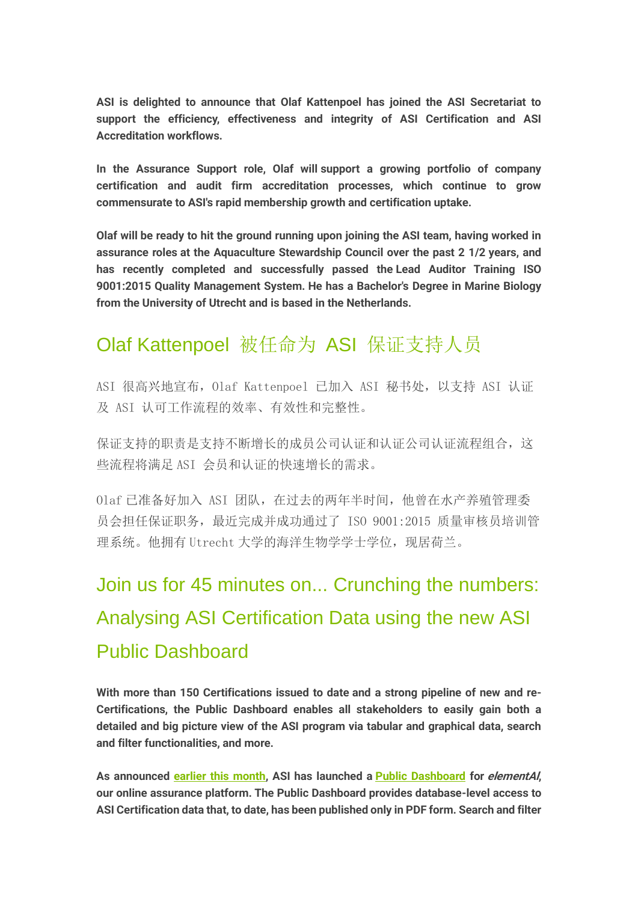**ASI is delighted to announce that Olaf Kattenpoel has joined the ASI Secretariat to support the efficiency, effectiveness and integrity of ASI Certification and ASI Accreditation workflows.**

**In the Assurance Support role, Olaf will support a growing portfolio of company certification and audit firm accreditation processes, which continue to grow commensurate to ASI's rapid membership growth and certification uptake.**

**Olaf will be ready to hit the ground running upon joining the ASI team, having worked in assurance roles at the Aquaculture Stewardship Council over the past 2 1/2 years, and has recently completed and successfully passed the Lead Auditor Training ISO 9001:2015 Quality Management System. He has a Bachelor's Degree in Marine Biology from the University of Utrecht and is based in the Netherlands.**

## Olaf Kattenpoel 被任命为 ASI 保证支持人员

ASI 很高兴地宣布，Olaf Kattenpoel 已加入 ASI 秘书处，以支持 ASI 认证及 ASI 认可工作流程的效率、有效性和完整性。

保证支持的职责是支持不断增长的成员公司认证和认证公司认证流程组合，这些流程将满足 ASI 会员和认证的快速增长的需求。

Olaf 已准备好加入 ASI 团队，在过去的两年半时间，他曾在水产养殖管理委员会担任保证职务，最近完成并成功通过了 ISO 9001:2015 质量审核员培训管理系统。他拥有 Utrecht 大学的海洋生物学学士学位，现居荷兰。

## Join us for 45 minutes on... Crunching the numbers: Analysing ASI Certification Data using the new ASI Public Dashboard

**With more than 150 Certifications issued to date and a strong pipeline of new and re-Certifications, the Public Dashboard enables all stakeholders to easily gain both a detailed and big picture view of the ASI program via tabular and graphical data, search and filter functionalities, and more.**

**As announced [earlier this month](), ASI has launched a [Public Dashboard]() for *elementAI*, our online assurance platform. The Public Dashboard provides database-level access to ASI Certification data that, to date, has been published only in PDF form. Search and filter**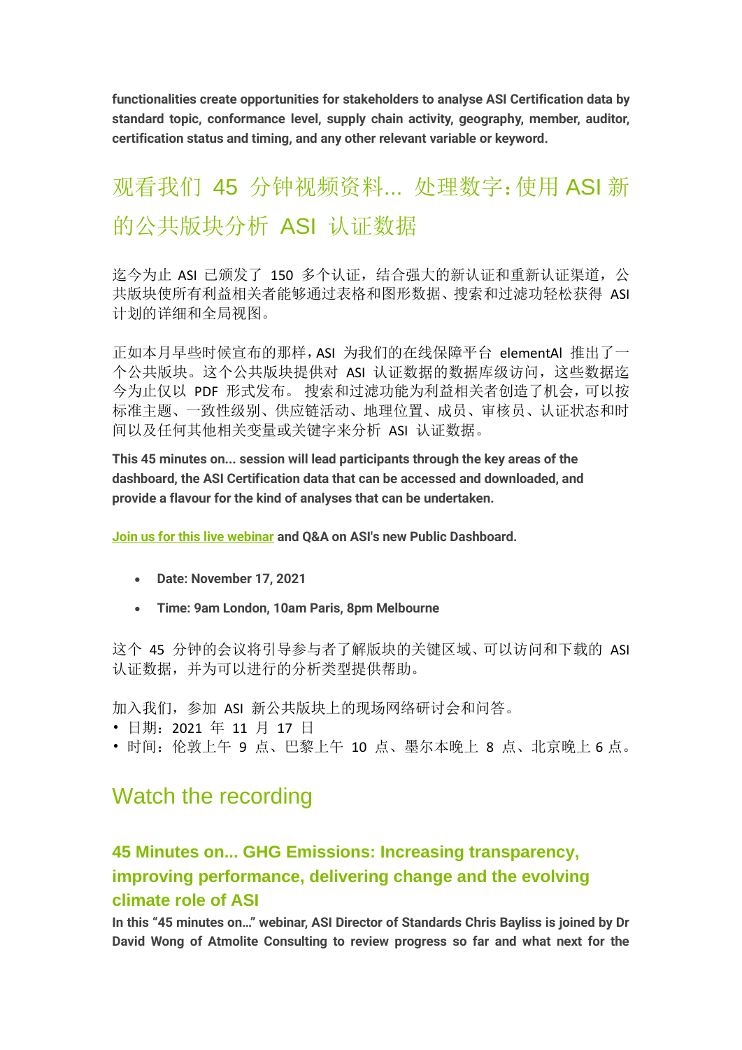**functionalities create opportunities for stakeholders to analyse ASI Certification data by standard topic, conformance level, supply chain activity, geography, member, auditor, certification status and timing, and any other relevant variable or keyword.**

## 观看我们 45 分钟视频资料... 处理数字：使用 ASI 新的公共版块分析 ASI 认证数据

迄今为止 ASI 已颁发了 150 多个认证，结合强大的新认证和重新认证渠道，公共版块使所有利益相关者能够通过表格和图形数据、搜索和过滤功轻松获得 ASI 计划的详细和全局视图。

正如本月早些时候宣布的那样，ASI 为我们的在线保障平台 elementAI 推出了一个公共版块。这个公共版块提供对 ASI 认证数据的数据库级访问，这些数据迄今为止仅以 PDF 形式发布。 搜索和过滤功能为利益相关者创造了机会，可以按标准主题、一致性级别、供应链活动、地理位置、成员、审核员、认证状态和时间以及任何其他相关变量或关键字来分析 ASI 认证数据。

**This 45 minutes on... session will lead participants through the key areas of the dashboard, the ASI Certification data that can be accessed and downloaded, and provide a flavour for the kind of analyses that can be undertaken.**

**Join us for this live webinar and Q&A on ASI's new Public Dashboard.**

- **Date: November 17, 2021**
- **Time: 9am London, 10am Paris, 8pm Melbourne**

这个 45 分钟的会议将引导参与者了解版块的关键区域、可以访问和下载的 ASI 认证数据，并为可以进行的分析类型提供帮助。

加入我们，参加 ASI 新公共版块上的现场网络研讨会和问答。
- 日期：2021 年 11 月 17 日
- 时间：伦敦上午 9 点、巴黎上午 10 点、墨尔本晚上 8 点、北京晚上 6 点。

## Watch the recording

### 45 Minutes on... GHG Emissions: Increasing transparency, improving performance, delivering change and the evolving climate role of ASI

**In this "45 minutes on..." webinar, ASI Director of Standards Chris Bayliss is joined by Dr David Wong of Atmolite Consulting to review progress so far and what next for the**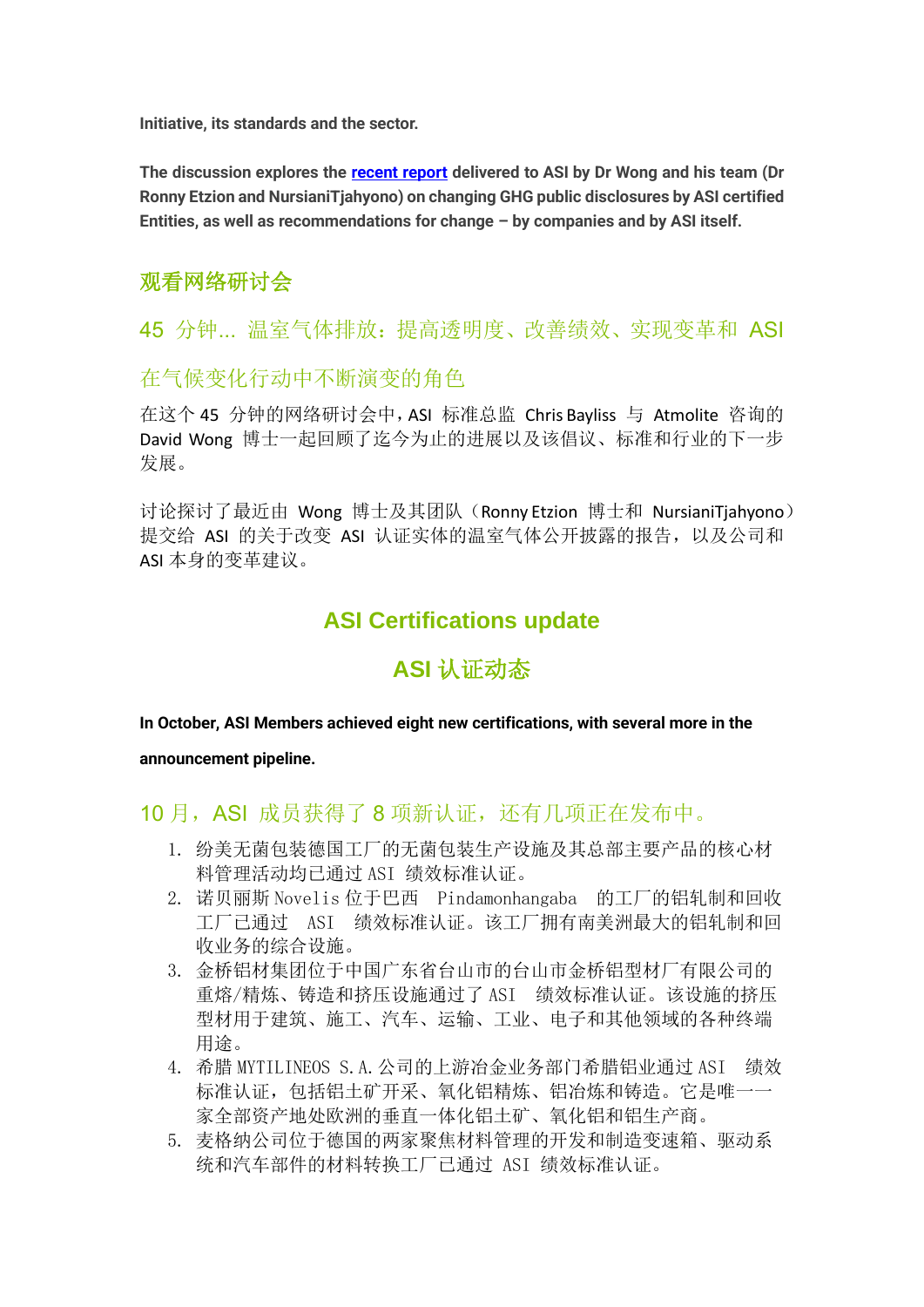**Initiative, its standards and the sector.**

**The discussion explores the [recent report](recent report) delivered to ASI by Dr Wong and his team (Dr Ronny Etzion and NursianiTjahyono) on changing GHG public disclosures by ASI certified Entities, as well as recommendations for change – by companies and by ASI itself.**

## 观看网络研讨会

## 45 分钟... 温室气体排放：提高透明度、改善绩效、实现变革和 ASI 在气候变化行动中不断演变的角色

在这个 45 分钟的网络研讨会中，ASI 标准总监 Chris Bayliss 与 Atmolite 咨询的 David Wong 博士一起回顾了迄今为止的进展以及该倡议、标准和行业的下一步发展。

讨论探讨了最近由 Wong 博士及其团队（Ronny Etzion 博士和 NursianiTjahyono）提交给 ASI 的关于改变 ASI 认证实体的温室气体公开披露的报告，以及公司和 ASI 本身的变革建议。

# ASI Certifications update

# ASI 认证动态

**In October, ASI Members achieved eight new certifications, with several more in the announcement pipeline.**

## 10 月，ASI 成员获得了 8 项新认证，还有几项正在发布中。

1. 纷美无菌包装德国工厂的无菌包装生产设施及其总部主要产品的核心材料管理活动均已通过 ASI 绩效标准认证。
2. 诺贝丽斯 Novelis 位于巴西 Pindamonhangaba 的工厂的铝轧制和回收工厂已通过 ASI 绩效标准认证。该工厂拥有南美洲最大的铝轧制和回收业务的综合设施。
3. 金桥铝材集团位于中国广东省台山市的台山市金桥铝型材厂有限公司的重熔/精炼、铸造和挤压设施通过了 ASI 绩效标准认证。该设施的挤压型材用于建筑、施工、汽车、运输、工业、电子和其他领域的各种终端用途。
4. 希腊 MYTILINEOS S.A.公司的上游冶金业务部门希腊铝业通过 ASI 绩效标准认证，包括铝土矿开采、氧化铝精炼、铝冶炼和铸造。它是唯一一家全部资产地处欧洲的垂直一体化铝土矿、氧化铝和铝生产商。
5. 麦格纳公司位于德国的两家聚焦材料管理的开发和制造变速箱、驱动系统和汽车部件的材料转换工厂已通过 ASI 绩效标准认证。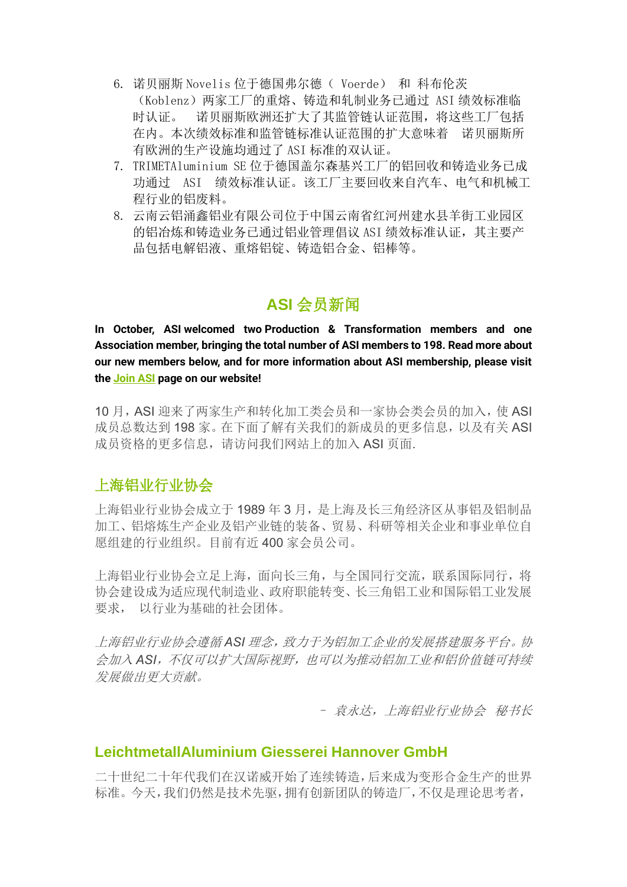6. 诺贝丽斯 Novelis 位于德国弗尔德（ Voerde） 和 科布伦茨（Koblenz）两家工厂的重熔、铸造和轧制业务已通过 ASI 绩效标准临时认证。 诺贝丽斯欧洲还扩大了其监管链认证范围，将这些工厂包括在内。本次绩效标准和监管链标准认证范围的扩大意味着 诺贝丽斯所有欧洲的生产设施均通过了 ASI 标准的双认证。
7. TRIMETAluminium SE 位于德国盖尔森基兴工厂的铝回收和铸造业务已成功通过 ASI 绩效标准认证。该工厂主要回收来自汽车、电气和机械工程行业的铝废料。
8. 云南云铝涌鑫铝业有限公司位于中国云南省红河州建水县羊街工业园区的铝冶炼和铸造业务已通过铝业管理倡议 ASI 绩效标准认证，其主要产品包括电解铝液、重熔铝锭、铸造铝合金、铝棒等。

## ASI 会员新闻

**In October, ASI welcomed two Production & Transformation members and one Association member, bringing the total number of ASI members to 198. Read more about our new members below, and for more information about ASI membership, please visit the Join ASI page on our website!**

10 月，ASI 迎来了两家生产和转化加工类会员和一家协会类会员的加入，使 ASI 成员总数达到 198 家。在下面了解有关我们的新成员的更多信息，以及有关 ASI 成员资格的更多信息，请访问我们网站上的加入 ASI 页面.

### 上海铝业行业协会

上海铝业行业协会成立于 1989 年 3 月，是上海及长三角经济区从事铝及铝制品加工、铝熔炼生产企业及铝产业链的装备、贸易、科研等相关企业和事业单位自愿组建的行业组织。目前有近 400 家会员公司。

上海铝业行业协会立足上海，面向长三角，与全国同行交流，联系国际同行，将协会建设成为适应现代制造业、政府职能转变、长三角铝工业和国际铝工业发展要求， 以行业为基础的社会团体。

*上海铝业行业协会遵循 ASI 理念，致力于为铝加工企业的发展搭建服务平台。协会加入 ASI，不仅可以扩大国际视野，也可以为推动铝加工业和铝价值链可持续发展做出更大贡献。*

*– 袁永达，上海铝业行业协会 秘书长*

### LeichtmetallAluminium Giesserei Hannover GmbH

二十世纪二十年代我们在汉诺威开始了连续铸造，后来成为变形合金生产的世界标准。今天，我们仍然是技术先驱，拥有创新团队的铸造厂，不仅是理论思考者，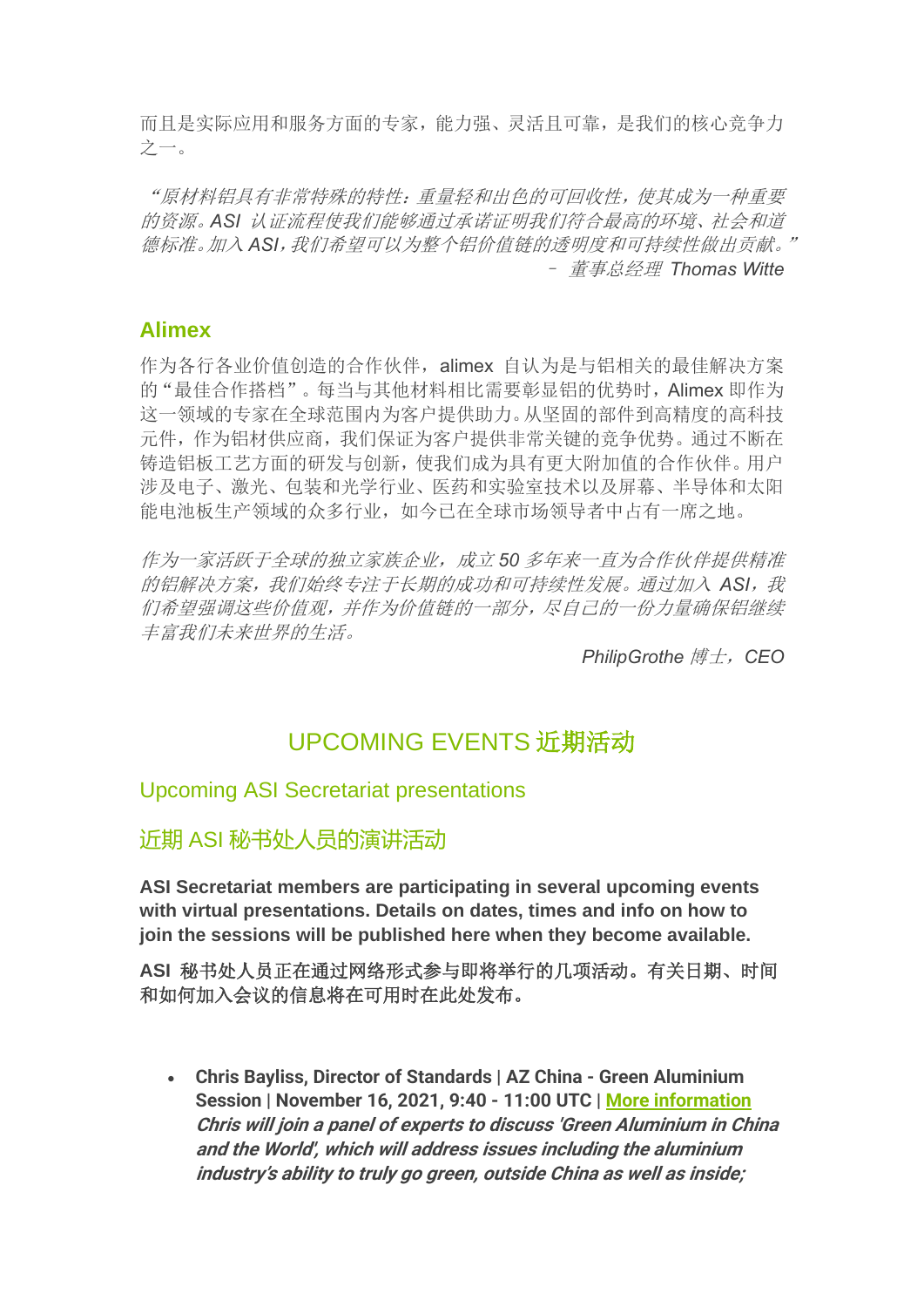而且是实际应用和服务方面的专家，能力强、灵活且可靠，是我们的核心竞争力之一。

*"原材料铝具有非常特殊的特性：重量轻和出色的可回收性，使其成为一种重要的资源。ASI 认证流程使我们能够通过承诺证明我们符合最高的环境、社会和道德标准。加入 ASI，我们希望可以为整个铝价值链的透明度和可持续性做出贡献。"*

*– 董事总经理 Thomas Witte*

## Alimex

作为各行各业价值创造的合作伙伴，alimex 自认为是与铝相关的最佳解决方案的"最佳合作搭档"。每当与其他材料相比需要彰显铝的优势时，Alimex 即作为这一领域的专家在全球范围内为客户提供助力。从坚固的部件到高精度的高科技元件，作为铝材供应商，我们保证为客户提供非常关键的竞争优势。通过不断在铸造铝板工艺方面的研发与创新，使我们成为具有更大附加值的合作伙伴。用户涉及电子、激光、包装和光学行业、医药和实验室技术以及屏幕、半导体和太阳能电池板生产领域的众多行业，如今已在全球市场领导者中占有一席之地。

*作为一家活跃于全球的独立家族企业，成立 50 多年来一直为合作伙伴提供精准的铝解决方案，我们始终专注于长期的成功和可持续性发展。通过加入 ASI，我们希望强调这些价值观，并作为价值链的一部分，尽自己的一份力量确保铝继续丰富我们未来世界的生活。*

*PhilipGrothe 博士，CEO*

# UPCOMING EVENTS 近期活动

## Upcoming ASI Secretariat presentations

## 近期 ASI 秘书处人员的演讲活动

**ASI Secretariat members are participating in several upcoming events with virtual presentations. Details on dates, times and info on how to join the sessions will be published here when they become available.**

**ASI 秘书处人员正在通过网络形式参与即将举行的几项活动。有关日期、时间和如何加入会议的信息将在可用时在此处发布。**

- **Chris Bayliss, Director of Standards | AZ China - Green Aluminium Session | November 16, 2021, 9:40 - 11:00 UTC | More information**
  ***Chris will join a panel of experts to discuss 'Green Aluminium in China and the World', which will address issues including the aluminium industry's ability to truly go green, outside China as well as inside;***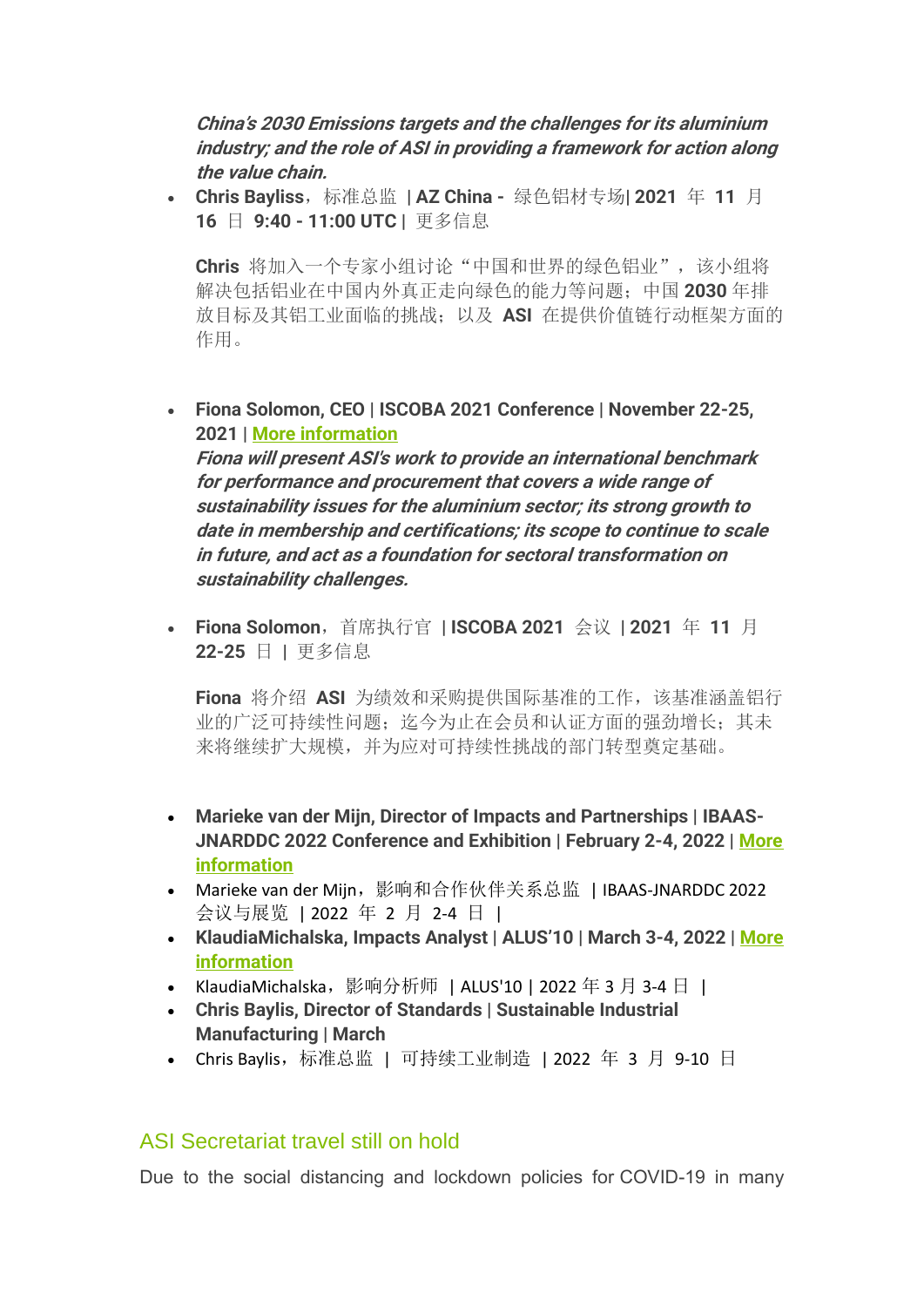***China's 2030 Emissions targets and the challenges for its aluminium industry; and the role of ASI in providing a framework for action along the value chain.***

- **Chris Bayliss**，标准总监 **| AZ China -** 绿色铝材专场**| 2021** 年 **11** 月 **16** 日 **9:40 - 11:00 UTC |** 更多信息

  **Chris** 将加入一个专家小组讨论"中国和世界的绿色铝业"，该小组将解决包括铝业在中国内外真正走向绿色的能力等问题；中国 **2030** 年排放目标及其铝工业面临的挑战；以及 **ASI** 在提供价值链行动框架方面的作用。

- **Fiona Solomon, CEO | ISCOBA 2021 Conference | November 22-25, 2021 | More information**
  ***Fiona will present ASI's work to provide an international benchmark for performance and procurement that covers a wide range of sustainability issues for the aluminium sector; its strong growth to date in membership and certifications; its scope to continue to scale in future, and act as a foundation for sectoral transformation on sustainability challenges.***

- **Fiona Solomon**，首席执行官 **| ISCOBA 2021** 会议 **| 2021** 年 **11** 月 **22-25** 日 **|** 更多信息

  **Fiona** 将介绍 **ASI** 为绩效和采购提供国际基准的工作，该基准涵盖铝行业的广泛可持续性问题；迄今为止在会员和认证方面的强劲增长；其未来将继续扩大规模，并为应对可持续性挑战的部门转型奠定基础。

- **Marieke van der Mijn, Director of Impacts and Partnerships | IBAAS-JNARDDC 2022 Conference and Exhibition | February 2-4, 2022 | More information**
- Marieke van der Mijn，影响和合作伙伴关系总监 | IBAAS-JNARDDC 2022 会议与展览 | 2022 年 2 月 2-4 日 |
- **KlaudiaMichalska, Impacts Analyst | ALUS'10 | March 3-4, 2022 | More information**
- KlaudiaMichalska，影响分析师 | ALUS'10 | 2022 年 3 月 3-4 日 |
- **Chris Baylis, Director of Standards | Sustainable Industrial Manufacturing | March**
- Chris Baylis，标准总监 | 可持续工业制造 | 2022 年 3 月 9-10 日

## ASI Secretariat travel still on hold

Due to the social distancing and lockdown policies for COVID-19 in many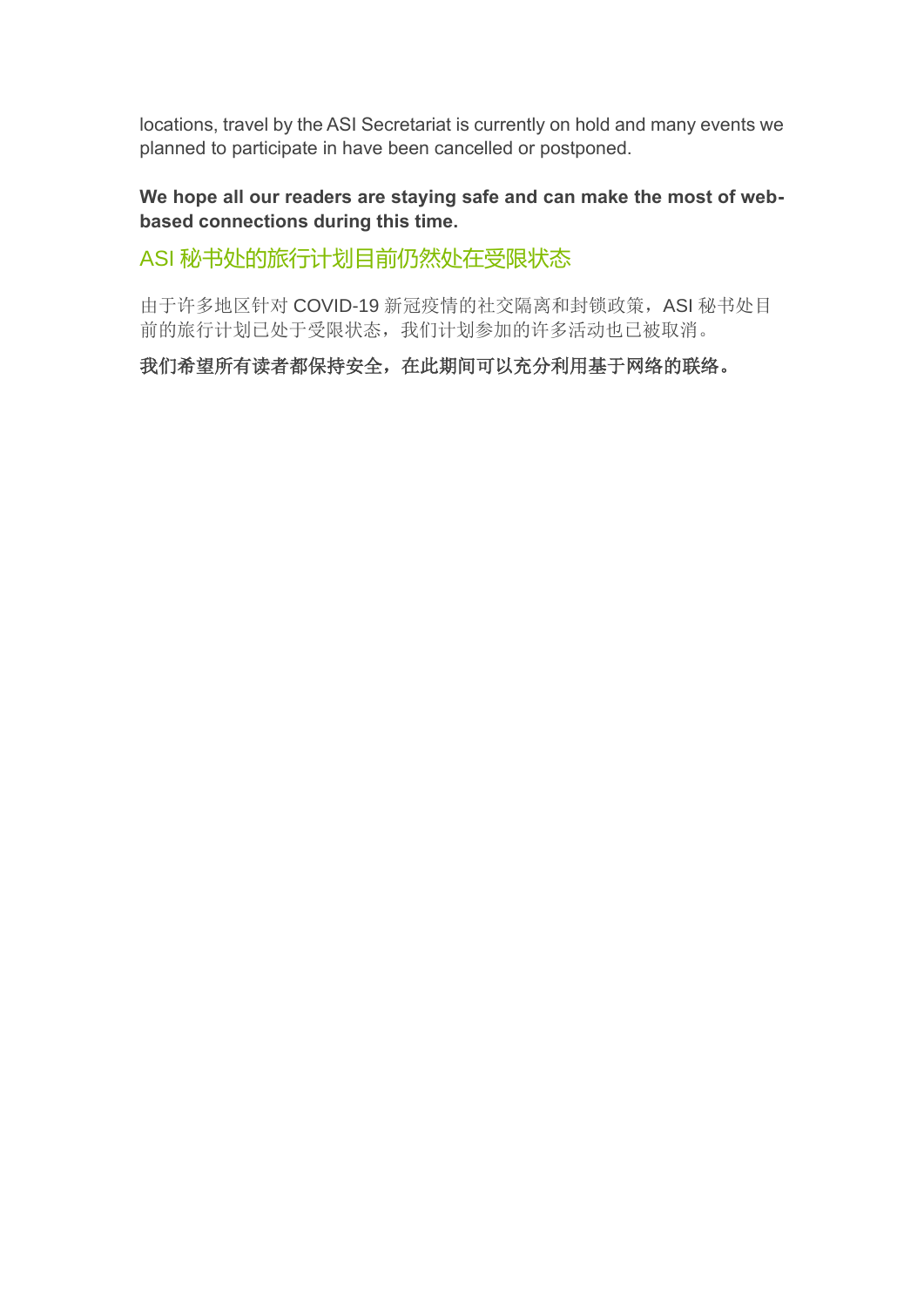locations, travel by the ASI Secretariat is currently on hold and many events we planned to participate in have been cancelled or postponed.

**We hope all our readers are staying safe and can make the most of web-based connections during this time.**

## ASI 秘书处的旅行计划目前仍然处在受限状态

由于许多地区针对 COVID-19 新冠疫情的社交隔离和封锁政策，ASI 秘书处目前的旅行计划已处于受限状态，我们计划参加的许多活动也已被取消。

**我们希望所有读者都保持安全，在此期间可以充分利用基于网络的联络。**